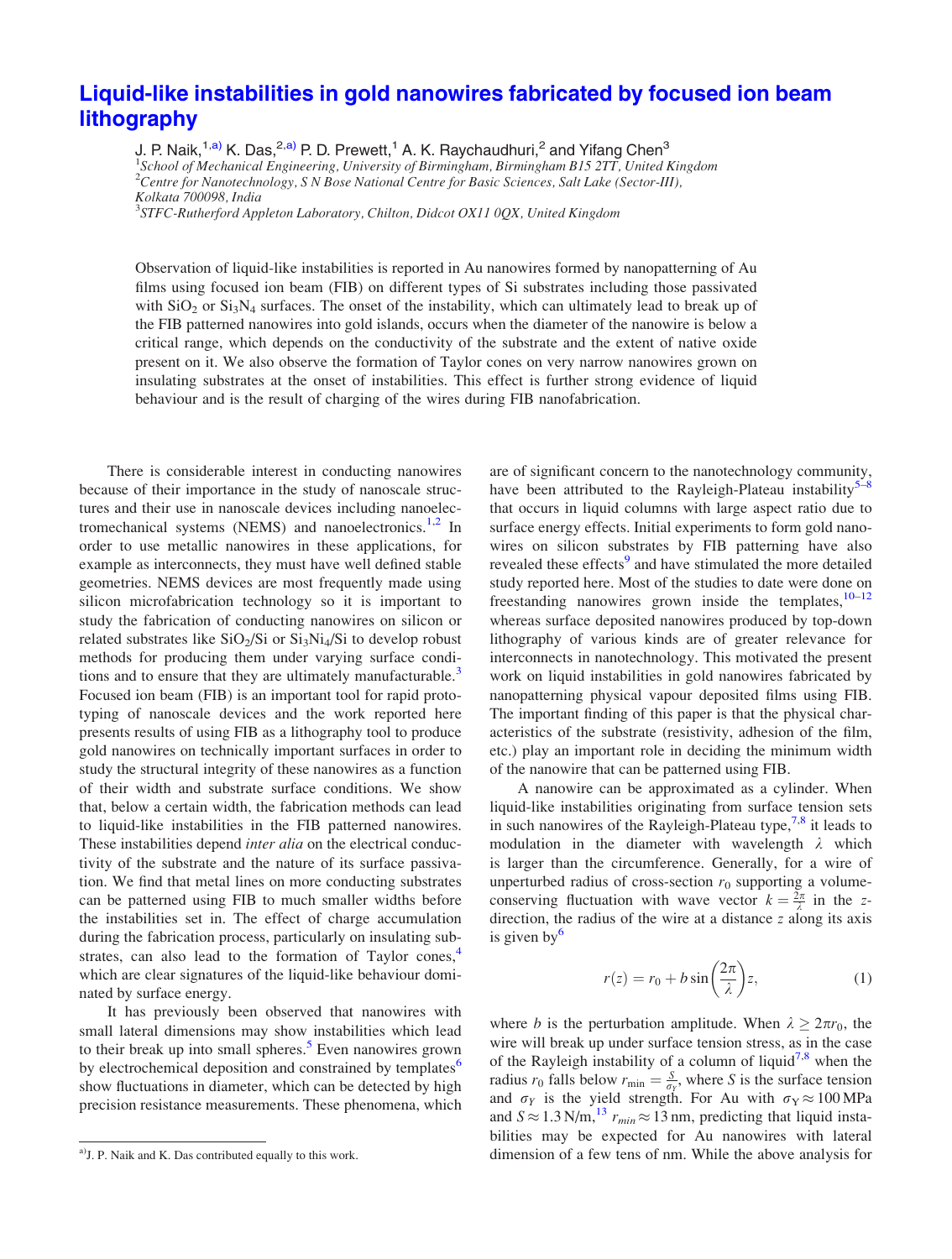# Liquid-like instabilities in gold nanowires fabricated by focused ion beam lithography

J. P. Naik,[1,a)] K. Das,[2,a)] P. D. Prewett,[1] A. K. Raychaudhuri,[2] and Yifang Chen[3]

[1]*School of Mechanical Engineering, University of Birmingham, Birmingham B15 2TT, United Kingdom*
[2]*Centre for Nanotechnology, S N Bose National Centre for Basic Sciences, Salt Lake (Sector-III), Kolkata 700098, India*
[3]*STFC-Rutherford Appleton Laboratory, Chilton, Didcot OX11 0QX, United Kingdom*

Observation of liquid-like instabilities is reported in Au nanowires formed by nanopatterning of Au films using focused ion beam (FIB) on different types of Si substrates including those passivated with $SiO_2$ or $Si_3N_4$ surfaces. The onset of the instability, which can ultimately lead to break up of the FIB patterned nanowires into gold islands, occurs when the diameter of the nanowire is below a critical range, which depends on the conductivity of the substrate and the extent of native oxide present on it. We also observe the formation of Taylor cones on very narrow nanowires grown on insulating substrates at the onset of instabilities. This effect is further strong evidence of liquid behaviour and is the result of charging of the wires during FIB nanofabrication.

There is considerable interest in conducting nanowires because of their importance in the study of nanoscale structures and their use in nanoscale devices including nanoelectromechanical systems (NEMS) and nanoelectronics.[1,2] In order to use metallic nanowires in these applications, for example as interconnects, they must have well defined stable geometries. NEMS devices are most frequently made using silicon microfabrication technology so it is important to study the fabrication of conducting nanowires on silicon or related substrates like $SiO_2$/Si or $Si_3Ni_4$/Si to develop robust methods for producing them under varying surface conditions and to ensure that they are ultimately manufacturable.[3] Focused ion beam (FIB) is an important tool for rapid prototyping of nanoscale devices and the work reported here presents results of using FIB as a lithography tool to produce gold nanowires on technically important surfaces in order to study the structural integrity of these nanowires as a function of their width and substrate surface conditions. We show that, below a certain width, the fabrication methods can lead to liquid-like instabilities in the FIB patterned nanowires. These instabilities depend *inter alia* on the electrical conductivity of the substrate and the nature of its surface passivation. We find that metal lines on more conducting substrates can be patterned using FIB to much smaller widths before the instabilities set in. The effect of charge accumulation during the fabrication process, particularly on insulating substrates, can also lead to the formation of Taylor cones,[4] which are clear signatures of the liquid-like behaviour dominated by surface energy.

It has previously been observed that nanowires with small lateral dimensions may show instabilities which lead to their break up into small spheres.[5] Even nanowires grown by electrochemical deposition and constrained by templates[6] show fluctuations in diameter, which can be detected by high precision resistance measurements. These phenomena, which are of significant concern to the nanotechnology community, have been attributed to the Rayleigh-Plateau instability[5–8] that occurs in liquid columns with large aspect ratio due to surface energy effects. Initial experiments to form gold nanowires on silicon substrates by FIB patterning have also revealed these effects[9] and have stimulated the more detailed study reported here. Most of the studies to date were done on freestanding nanowires grown inside the templates,[10–12] whereas surface deposited nanowires produced by top-down lithography of various kinds are of greater relevance for interconnects in nanotechnology. This motivated the present work on liquid instabilities in gold nanowires fabricated by nanopatterning physical vapour deposited films using FIB. The important finding of this paper is that the physical characteristics of the substrate (resistivity, adhesion of the film, etc.) play an important role in deciding the minimum width of the nanowire that can be patterned using FIB.

A nanowire can be approximated as a cylinder. When liquid-like instabilities originating from surface tension sets in such nanowires of the Rayleigh-Plateau type,[7,8] it leads to modulation in the diameter with wavelength $\lambda$ which is larger than the circumference. Generally, for a wire of unperturbed radius of cross-section $r_0$ supporting a volume-conserving fluctuation with wave vector $k = \frac{2\pi}{\lambda}$ in the $z$-direction, the radius of the wire at a distance $z$ along its axis is given by[6]

$$r(z) = r_0 + b \sin\left(\frac{2\pi}{\lambda}\right)z, \tag{1}$$

where $b$ is the perturbation amplitude. When $\lambda \geq 2\pi r_0$, the wire will break up under surface tension stress, as in the case of the Rayleigh instability of a column of liquid[7,8] when the radius $r_0$ falls below $r_{\min} = \frac{S}{\sigma_Y}$, where $S$ is the surface tension and $\sigma_Y$ is the yield strength. For Au with $\sigma_Y \approx 100$ MPa and $S \approx 1.3$ N/m,[13] $r_{min} \approx 13$ nm, predicting that liquid instabilities may be expected for Au nanowires with lateral dimension of a few tens of nm. While the above analysis for

[a)]J. P. Naik and K. Das contributed equally to this work.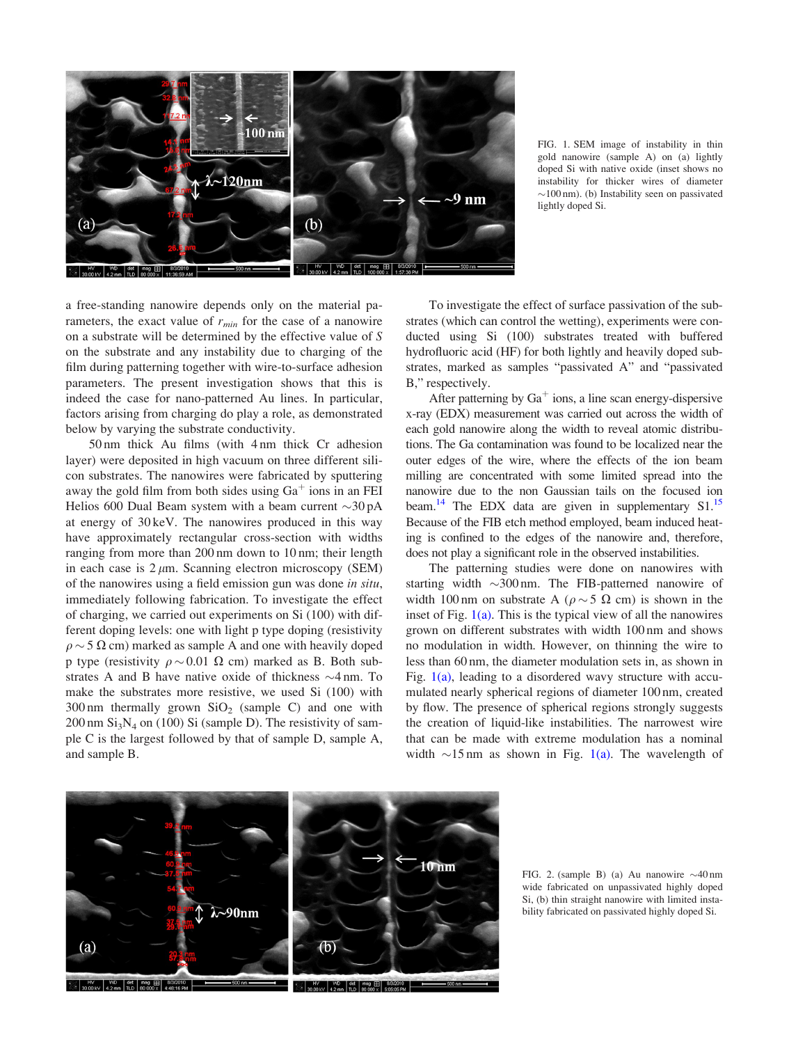FIG. 1. SEM image of instability in thin gold nanowire (sample A) on (a) lightly doped Si with native oxide (inset shows no instability for thicker wires of diameter ~100 nm). (b) Instability seen on passivated lightly doped Si.

a free-standing nanowire depends only on the material parameters, the exact value of $r_{min}$ for the case of a nanowire on a substrate will be determined by the effective value of $S$ on the substrate and any instability due to charging of the film during patterning together with wire-to-surface adhesion parameters. The present investigation shows that this is indeed the case for nano-patterned Au lines. In particular, factors arising from charging do play a role, as demonstrated below by varying the substrate conductivity.

50 nm thick Au films (with 4 nm thick Cr adhesion layer) were deposited in high vacuum on three different silicon substrates. The nanowires were fabricated by sputtering away the gold film from both sides using $Ga^+$ ions in an FEI Helios 600 Dual Beam system with a beam current ~30 pA at energy of 30 keV. The nanowires produced in this way have approximately rectangular cross-section with widths ranging from more than 200 nm down to 10 nm; their length in each case is 2 $\mu$m. Scanning electron microscopy (SEM) of the nanowires using a field emission gun was done *in situ*, immediately following fabrication. To investigate the effect of charging, we carried out experiments on Si (100) with different doping levels: one with light p type doping (resistivity $\rho \sim 5\ \Omega$ cm) marked as sample A and one with heavily doped p type (resistivity $\rho \sim 0.01\ \Omega$ cm) marked as B. Both substrates A and B have native oxide of thickness ~4 nm. To make the substrates more resistive, we used Si (100) with 300 nm thermally grown $SiO_2$ (sample C) and one with 200 nm $Si_3N_4$ on (100) Si (sample D). The resistivity of sample C is the largest followed by that of sample D, sample A, and sample B.

To investigate the effect of surface passivation of the substrates (which can control the wetting), experiments were conducted using Si (100) substrates treated with buffered hydrofluoric acid (HF) for both lightly and heavily doped substrates, marked as samples "passivated A" and "passivated B," respectively.

After patterning by $Ga^+$ ions, a line scan energy-dispersive x-ray (EDX) measurement was carried out across the width of each gold nanowire along the width to reveal atomic distributions. The Ga contamination was found to be localized near the outer edges of the wire, where the effects of the ion beam milling are concentrated with some limited spread into the nanowire due to the non Gaussian tails on the focused ion beam.[14] The EDX data are given in supplementary S1.[15] Because of the FIB etch method employed, beam induced heating is confined to the edges of the nanowire and, therefore, does not play a significant role in the observed instabilities.

The patterning studies were done on nanowires with starting width ~300 nm. The FIB-patterned nanowire of width 100 nm on substrate A ($\rho \sim 5\ \Omega$ cm) is shown in the inset of Fig. 1(a). This is the typical view of all the nanowires grown on different substrates with width 100 nm and shows no modulation in width. However, on thinning the wire to less than 60 nm, the diameter modulation sets in, as shown in Fig. 1(a), leading to a disordered wavy structure with accumulated nearly spherical regions of diameter 100 nm, created by flow. The presence of spherical regions strongly suggests the creation of liquid-like instabilities. The narrowest wire that can be made with extreme modulation has a nominal width ~15 nm as shown in Fig. 1(a). The wavelength of

FIG. 2. (sample B) (a) Au nanowire ~40 nm wide fabricated on unpassivated highly doped Si, (b) thin straight nanowire with limited instability fabricated on passivated highly doped Si.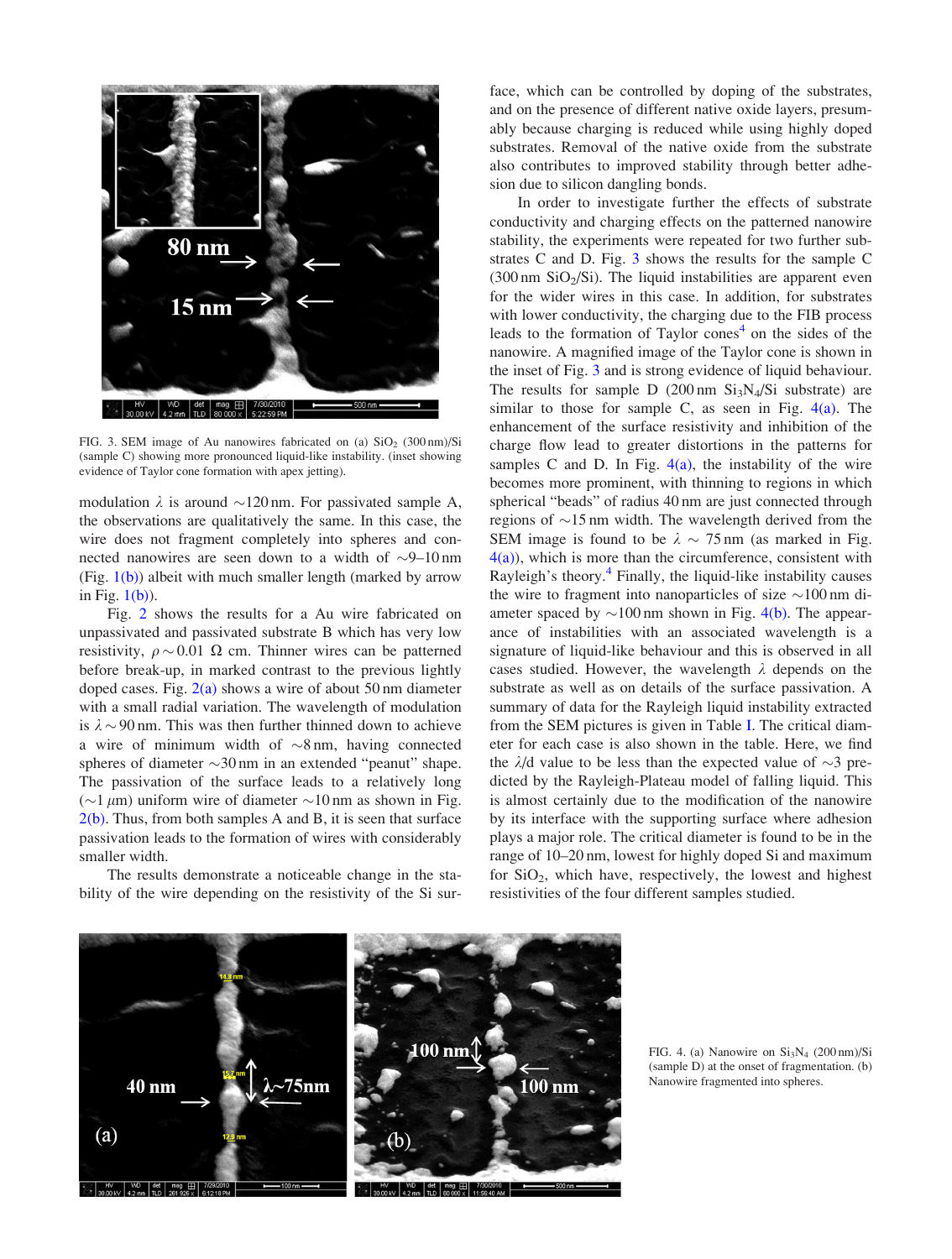FIG. 3. SEM image of Au nanowires fabricated on (a) $SiO_2$ (300 nm)/Si (sample C) showing more pronounced liquid-like instability. (inset showing evidence of Taylor cone formation with apex jetting).

modulation $\lambda$ is around $\sim$120 nm. For passivated sample A, the observations are qualitatively the same. In this case, the wire does not fragment completely into spheres and connected nanowires are seen down to a width of $\sim$9–10 nm (Fig. 1(b)) albeit with much smaller length (marked by arrow in Fig. 1(b)).

Fig. 2 shows the results for a Au wire fabricated on unpassivated and passivated substrate B which has very low resistivity, $\rho \sim 0.01\ \Omega$ cm. Thinner wires can be patterned before break-up, in marked contrast to the previous lightly doped cases. Fig. 2(a) shows a wire of about 50 nm diameter with a small radial variation. The wavelength of modulation is $\lambda \sim 90$ nm. This was then further thinned down to achieve a wire of minimum width of $\sim$8 nm, having connected spheres of diameter $\sim$30 nm in an extended "peanut" shape. The passivation of the surface leads to a relatively long ($\sim$1 $\mu$m) uniform wire of diameter $\sim$10 nm as shown in Fig. 2(b). Thus, from both samples A and B, it is seen that surface passivation leads to the formation of wires with considerably smaller width.

The results demonstrate a noticeable change in the stability of the wire depending on the resistivity of the Si surface, which can be controlled by doping of the substrates, and on the presence of different native oxide layers, presumably because charging is reduced while using highly doped substrates. Removal of the native oxide from the substrate also contributes to improved stability through better adhesion due to silicon dangling bonds.

In order to investigate further the effects of substrate conductivity and charging effects on the patterned nanowire stability, the experiments were repeated for two further substrates C and D. Fig. 3 shows the results for the sample C (300 nm $SiO_2$/Si). The liquid instabilities are apparent even for the wider wires in this case. In addition, for substrates with lower conductivity, the charging due to the FIB process leads to the formation of Taylor cones[4] on the sides of the nanowire. A magnified image of the Taylor cone is shown in the inset of Fig. 3 and is strong evidence of liquid behaviour. The results for sample D (200 nm $Si_3N_4$/Si substrate) are similar to those for sample C, as seen in Fig. 4(a). The enhancement of the surface resistivity and inhibition of the charge flow lead to greater distortions in the patterns for samples C and D. In Fig. 4(a), the instability of the wire becomes more prominent, with thinning to regions in which spherical "beads" of radius 40 nm are just connected through regions of $\sim$15 nm width. The wavelength derived from the SEM image is found to be $\lambda \sim 75$ nm (as marked in Fig. 4(a)), which is more than the circumference, consistent with Rayleigh's theory.[4] Finally, the liquid-like instability causes the wire to fragment into nanoparticles of size $\sim$100 nm diameter spaced by $\sim$100 nm shown in Fig. 4(b). The appearance of instabilities with an associated wavelength is a signature of liquid-like behaviour and this is observed in all cases studied. However, the wavelength $\lambda$ depends on the substrate as well as on details of the surface passivation. A summary of data for the Rayleigh liquid instability extracted from the SEM pictures is given in Table I. The critical diameter for each case is also shown in the table. Here, we find the $\lambda$/d value to be less than the expected value of $\sim$3 predicted by the Rayleigh-Plateau model of falling liquid. This is almost certainly due to the modification of the nanowire by its interface with the supporting surface where adhesion plays a major role. The critical diameter is found to be in the range of 10–20 nm, lowest for highly doped Si and maximum for $SiO_2$, which have, respectively, the lowest and highest resistivities of the four different samples studied.

FIG. 4. (a) Nanowire on $Si_3N_4$ (200 nm)/Si (sample D) at the onset of fragmentation. (b) Nanowire fragmented into spheres.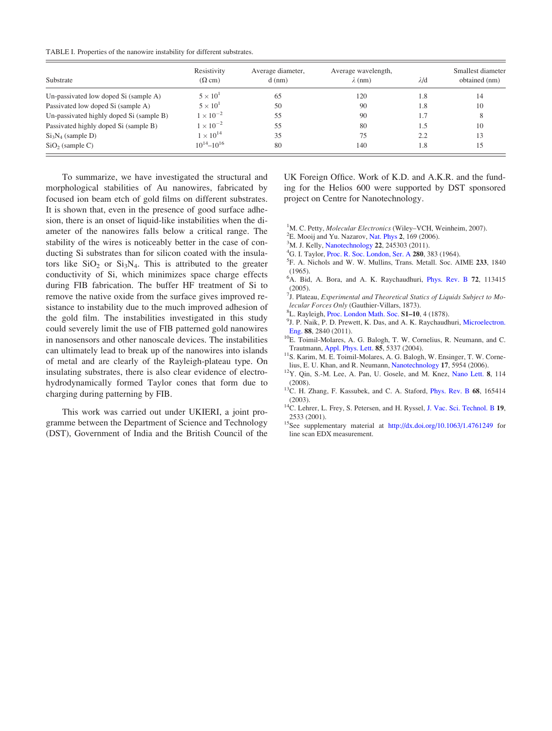TABLE I. Properties of the nanowire instability for different substrates.

| Substrate | Resistivity ($\Omega$ cm) | Average diameter, d (nm) | Average wavelength, $\lambda$ (nm) | $\lambda$/d | Smallest diameter obtained (nm) |
|---|---|---|---|---|---|
| Un-passivated low doped Si (sample A) | $5 \times 10^1$ | 65 | 120 | 1.8 | 14 |
| Passivated low doped Si (sample A) | $5 \times 10^1$ | 50 | 90 | 1.8 | 10 |
| Un-passivated highly doped Si (sample B) | $1 \times 10^{-2}$ | 55 | 90 | 1.7 | 8 |
| Passivated highly doped Si (sample B) | $1 \times 10^{-2}$ | 55 | 80 | 1.5 | 10 |
| $Si_3N_4$ (sample D) | $1 \times 10^{14}$ | 35 | 75 | 2.2 | 13 |
| $SiO_2$ (sample C) | $10^{14}$–$10^{16}$ | 80 | 140 | 1.8 | 15 |

To summarize, we have investigated the structural and morphological stabilities of Au nanowires, fabricated by focused ion beam etch of gold films on different substrates. It is shown that, even in the presence of good surface adhesion, there is an onset of liquid-like instabilities when the diameter of the nanowires falls below a critical range. The stability of the wires is noticeably better in the case of conducting Si substrates than for silicon coated with the insulators like $SiO_2$ or $Si_3N_4$. This is attributed to the greater conductivity of Si, which minimizes space charge effects during FIB fabrication. The buffer HF treatment of Si to remove the native oxide from the surface gives improved resistance to instability due to the much improved adhesion of the gold film. The instabilities investigated in this study could severely limit the use of FIB patterned gold nanowires in nanosensors and other nanoscale devices. The instabilities can ultimately lead to break up of the nanowires into islands of metal and are clearly of the Rayleigh-plateau type. On insulating substrates, there is also clear evidence of electrohydrodynamically formed Taylor cones that form due to charging during patterning by FIB.

This work was carried out under UKIERI, a joint programme between the Department of Science and Technology (DST), Government of India and the British Council of the UK Foreign Office. Work of K.D. and A.K.R. and the funding for the Helios 600 were supported by DST sponsored project on Centre for Nanotechnology.

[1] M. C. Petty, *Molecular Electronics* (Wiley–VCH, Weinheim, 2007).
[2] E. Mooij and Yu. Nazarov, Nat. Phys **2**, 169 (2006).
[3] M. J. Kelly, Nanotechnology **22**, 245303 (2011).
[4] G. I. Taylor, Proc. R. Soc. London, Ser. A **280**, 383 (1964).
[5] F. A. Nichols and W. W. Mullins, Trans. Metall. Soc. AIME **233**, 1840 (1965).
[6] A. Bid, A. Bora, and A. K. Raychaudhuri, Phys. Rev. B **72**, 113415 (2005).
[7] J. Plateau, *Experimental and Theoretical Statics of Liquids Subject to Molecular Forces Only* (Gauthier-Villars, 1873).
[8] L. Rayleigh, Proc. London Math. Soc. **S1–10**, 4 (1878).
[9] J. P. Naik, P. D. Prewett, K. Das, and A. K. Raychaudhuri, Microelectron. Eng. **88**, 2840 (2011).
[10] E. Toimil-Molares, A. G. Balogh, T. W. Cornelius, R. Neumann, and C. Trautmann, Appl. Phys. Lett. **85**, 5337 (2004).
[11] S. Karim, M. E. Toimil-Molares, A. G. Balogh, W. Ensinger, T. W. Cornelius, E. U. Khan, and R. Neumann, Nanotechnology **17**, 5954 (2006).
[12] Y. Qin, S.-M. Lee, A. Pan, U. Gosele, and M. Knez, Nano Lett. **8**, 114 (2008).
[13] C. H. Zhang, F. Kassubek, and C. A. Staford, Phys. Rev. B **68**, 165414 (2003).
[14] C. Lehrer, L. Frey, S. Petersen, and H. Ryssel, J. Vac. Sci. Technol. B **19**, 2533 (2001).
[15] See supplementary material at http://dx.doi.org/10.1063/1.4761249 for line scan EDX measurement.